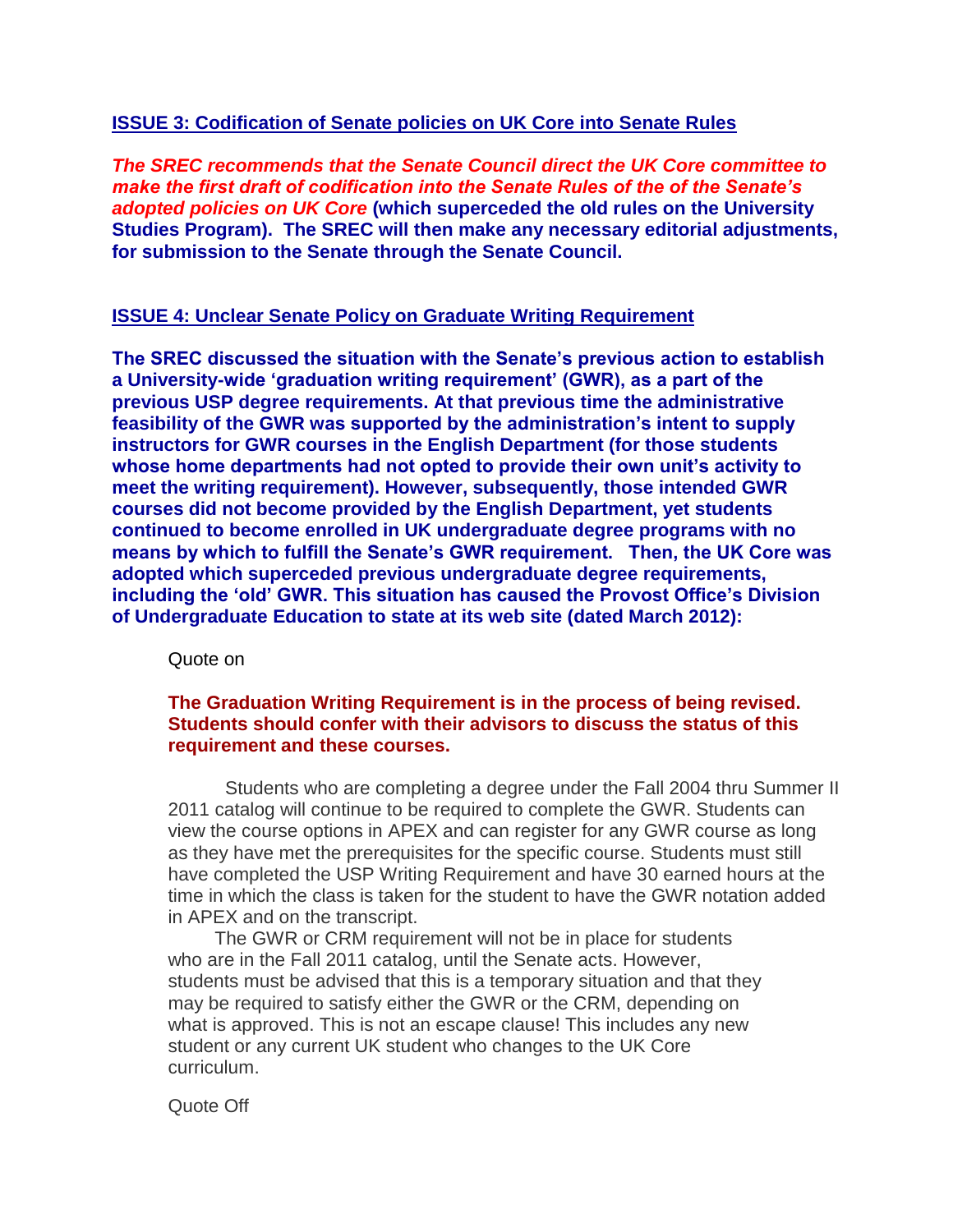## ISSUE 3: Codification of Senate policies on UK Core into Senate Rules

***The SREC recommends that the Senate Council direct the UK Core committee to make the first draft of codification into the Senate Rules of the of the Senate's adopted policies on UK Core*** **(which superceded the old rules on the University Studies Program). The SREC will then make any necessary editorial adjustments, for submission to the Senate through the Senate Council.**

## ISSUE 4: Unclear Senate Policy on Graduate Writing Requirement

**The SREC discussed the situation with the Senate's previous action to establish a University-wide 'graduation writing requirement' (GWR), as a part of the previous USP degree requirements. At that previous time the administrative feasibility of the GWR was supported by the administration's intent to supply instructors for GWR courses in the English Department (for those students whose home departments had not opted to provide their own unit's activity to meet the writing requirement). However, subsequently, those intended GWR courses did not become provided by the English Department, yet students continued to become enrolled in UK undergraduate degree programs with no means by which to fulfill the Senate's GWR requirement. Then, the UK Core was adopted which superceded previous undergraduate degree requirements, including the 'old' GWR. This situation has caused the Provost Office's Division of Undergraduate Education to state at its web site (dated March 2012):**

> Quote on
>
> **The Graduation Writing Requirement is in the process of being revised. Students should confer with their advisors to discuss the status of this requirement and these courses.**
>
> Students who are completing a degree under the Fall 2004 thru Summer II 2011 catalog will continue to be required to complete the GWR. Students can view the course options in APEX and can register for any GWR course as long as they have met the prerequisites for the specific course. Students must still have completed the USP Writing Requirement and have 30 earned hours at the time in which the class is taken for the student to have the GWR notation added in APEX and on the transcript.
>
> The GWR or CRM requirement will not be in place for students who are in the Fall 2011 catalog, until the Senate acts. However, students must be advised that this is a temporary situation and that they may be required to satisfy either the GWR or the CRM, depending on what is approved. This is not an escape clause! This includes any new student or any current UK student who changes to the UK Core curriculum.
>
> Quote Off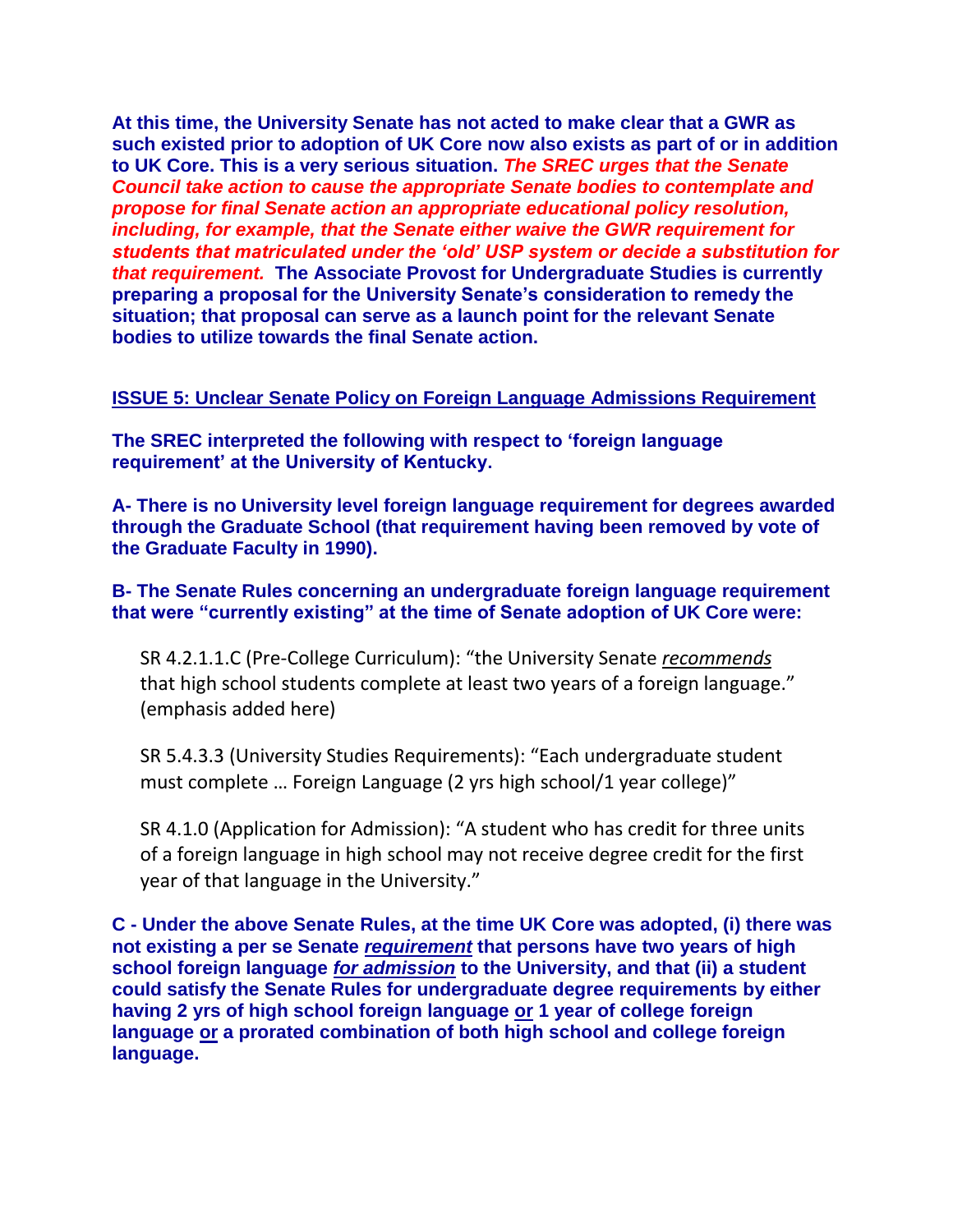**At this time, the University Senate has not acted to make clear that a GWR as such existed prior to adoption of UK Core now also exists as part of or in addition to UK Core. This is a very serious situation.** ***The SREC urges that the Senate Council take action to cause the appropriate Senate bodies to contemplate and propose for final Senate action an appropriate educational policy resolution, including, for example, that the Senate either waive the GWR requirement for students that matriculated under the 'old' USP system or decide a substitution for that requirement.*** **The Associate Provost for Undergraduate Studies is currently preparing a proposal for the University Senate's consideration to remedy the situation; that proposal can serve as a launch point for the relevant Senate bodies to utilize towards the final Senate action.**

## ISSUE 5: Unclear Senate Policy on Foreign Language Admissions Requirement

**The SREC interpreted the following with respect to 'foreign language requirement' at the University of Kentucky.**

**A- There is no University level foreign language requirement for degrees awarded through the Graduate School (that requirement having been removed by vote of the Graduate Faculty in 1990).**

**B- The Senate Rules concerning an undergraduate foreign language requirement that were "currently existing" at the time of Senate adoption of UK Core were:**

> SR 4.2.1.1.C (Pre-College Curriculum): "the University Senate *recommends* that high school students complete at least two years of a foreign language." (emphasis added here)
>
> SR 5.4.3.3 (University Studies Requirements): "Each undergraduate student must complete … Foreign Language (2 yrs high school/1 year college)"
>
> SR 4.1.0 (Application for Admission): "A student who has credit for three units of a foreign language in high school may not receive degree credit for the first year of that language in the University."

**C - Under the above Senate Rules, at the time UK Core was adopted, (i) there was not existing a per se Senate *requirement* that persons have two years of high school foreign language *for admission* to the University, and that (ii) a student could satisfy the Senate Rules for undergraduate degree requirements by either having 2 yrs of high school foreign language or 1 year of college foreign language or a prorated combination of both high school and college foreign language.**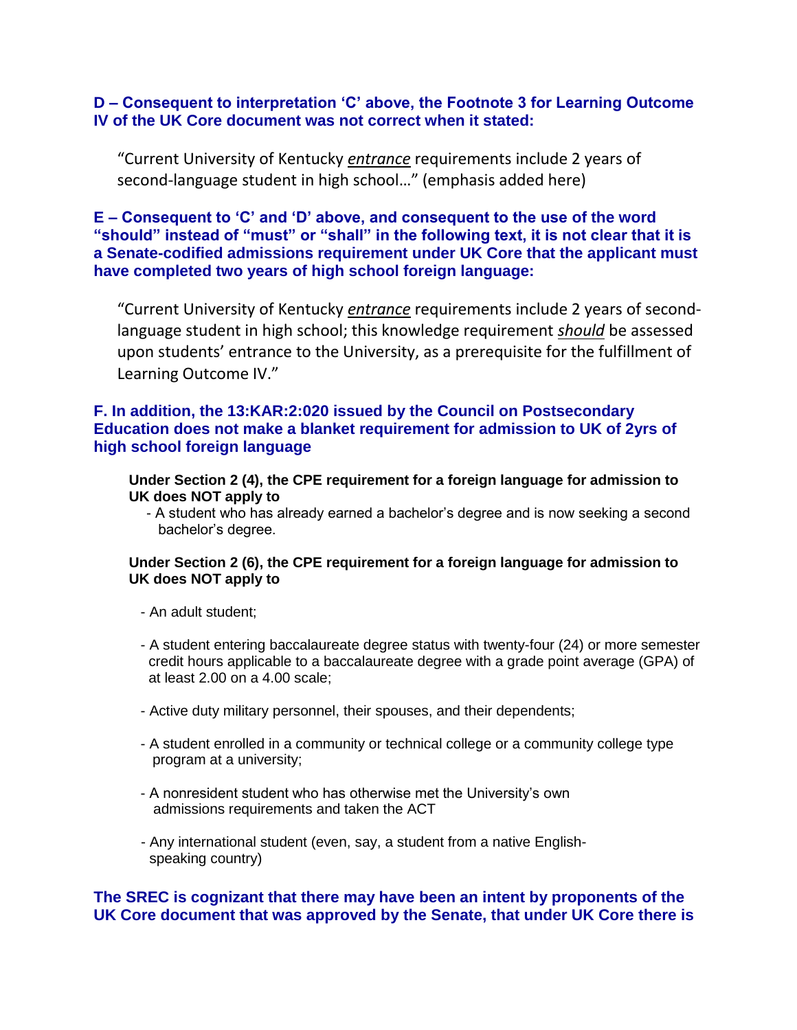**D – Consequent to interpretation 'C' above, the Footnote 3 for Learning Outcome IV of the UK Core document was not correct when it stated:**

> "Current University of Kentucky *entrance* requirements include 2 years of second-language student in high school…" (emphasis added here)

**E – Consequent to 'C' and 'D' above, and consequent to the use of the word "should" instead of "must" or "shall" in the following text, it is not clear that it is a Senate-codified admissions requirement under UK Core that the applicant must have completed two years of high school foreign language:**

> "Current University of Kentucky *entrance* requirements include 2 years of second-language student in high school; this knowledge requirement *should* be assessed upon students' entrance to the University, as a prerequisite for the fulfillment of Learning Outcome IV."

**F. In addition, the 13:KAR:2:020 issued by the Council on Postsecondary Education does not make a blanket requirement for admission to UK of 2yrs of high school foreign language**

**Under Section 2 (4), the CPE requirement for a foreign language for admission to UK does NOT apply to**

- A student who has already earned a bachelor's degree and is now seeking a second bachelor's degree.

**Under Section 2 (6), the CPE requirement for a foreign language for admission to UK does NOT apply to**

- An adult student;
- A student entering baccalaureate degree status with twenty-four (24) or more semester credit hours applicable to a baccalaureate degree with a grade point average (GPA) of at least 2.00 on a 4.00 scale;
- Active duty military personnel, their spouses, and their dependents;
- A student enrolled in a community or technical college or a community college type program at a university;
- A nonresident student who has otherwise met the University's own admissions requirements and taken the ACT
- Any international student (even, say, a student from a native English-speaking country)

**The SREC is cognizant that there may have been an intent by proponents of the UK Core document that was approved by the Senate, that under UK Core there is**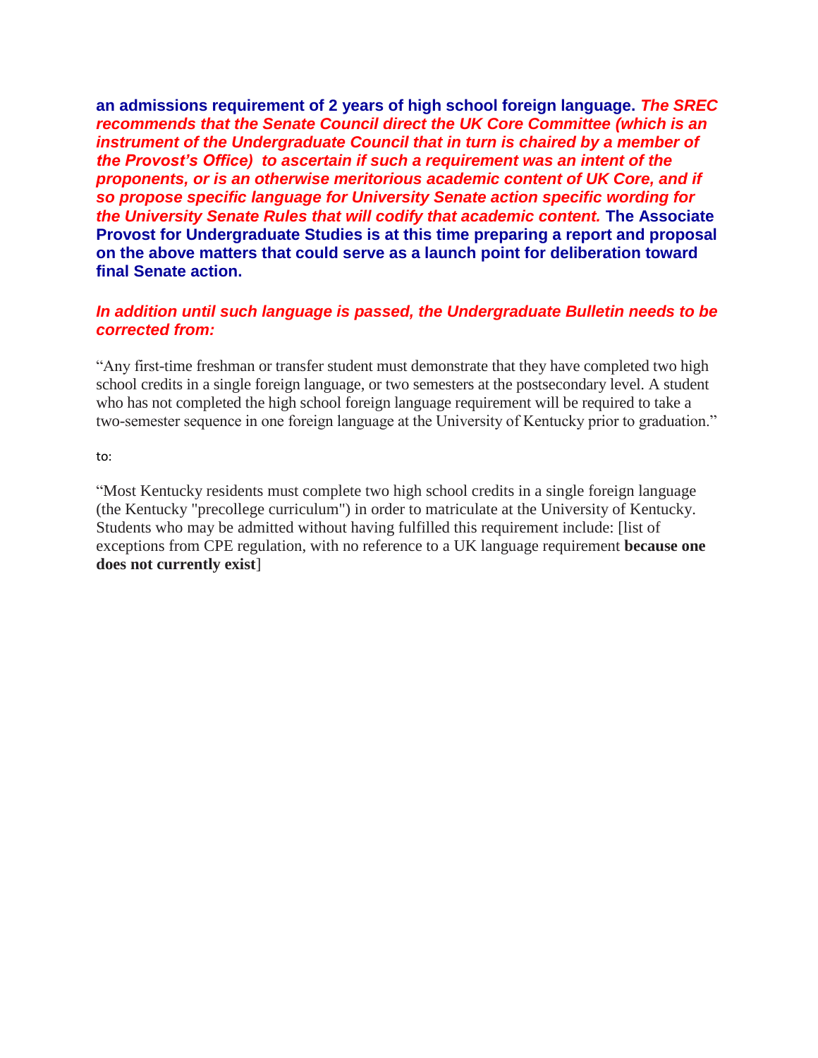**an admissions requirement of 2 years of high school foreign language.** ***The SREC recommends that the Senate Council direct the UK Core Committee (which is an instrument of the Undergraduate Council that in turn is chaired by a member of the Provost's Office) to ascertain if such a requirement was an intent of the proponents, or is an otherwise meritorious academic content of UK Core, and if so propose specific language for University Senate action specific wording for the University Senate Rules that will codify that academic content.*** **The Associate Provost for Undergraduate Studies is at this time preparing a report and proposal on the above matters that could serve as a launch point for deliberation toward final Senate action.**

***In addition until such language is passed, the Undergraduate Bulletin needs to be corrected from:***

"Any first-time freshman or transfer student must demonstrate that they have completed two high school credits in a single foreign language, or two semesters at the postsecondary level. A student who has not completed the high school foreign language requirement will be required to take a two-semester sequence in one foreign language at the University of Kentucky prior to graduation."

to:

"Most Kentucky residents must complete two high school credits in a single foreign language (the Kentucky "precollege curriculum") in order to matriculate at the University of Kentucky. Students who may be admitted without having fulfilled this requirement include: [list of exceptions from CPE regulation, with no reference to a UK language requirement **because one does not currently exist**]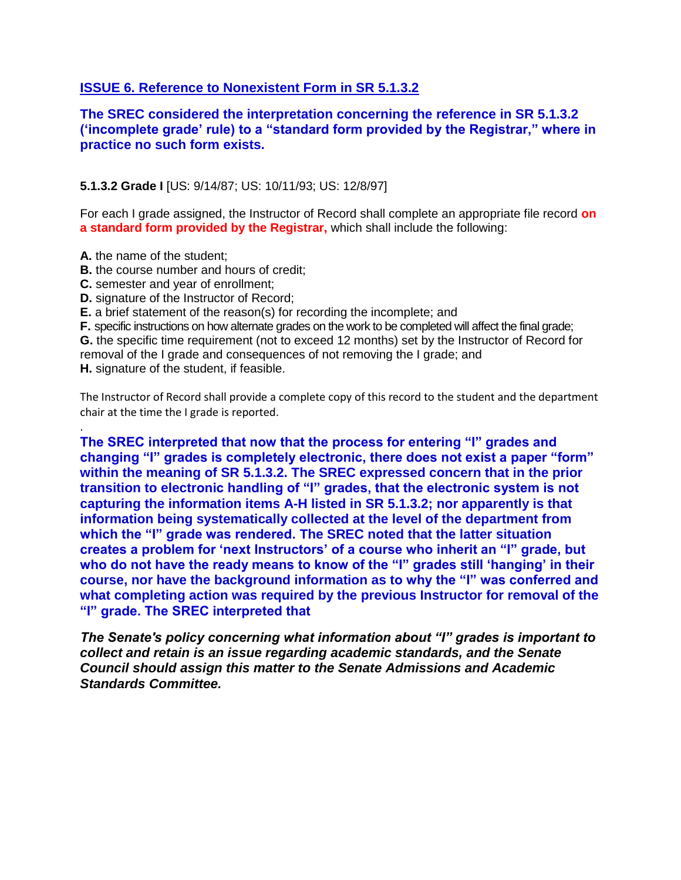## ISSUE 6. Reference to Nonexistent Form in SR 5.1.3.2

**The SREC considered the interpretation concerning the reference in SR 5.1.3.2 ('incomplete grade' rule) to a "standard form provided by the Registrar," where in practice no such form exists.**

**5.1.3.2 Grade I** [US: 9/14/87; US: 10/11/93; US: 12/8/97]

For each I grade assigned, the Instructor of Record shall complete an appropriate file record **on a standard form provided by the Registrar,** which shall include the following:

**A.** the name of the student;
**B.** the course number and hours of credit;
**C.** semester and year of enrollment;
**D.** signature of the Instructor of Record;
**E.** a brief statement of the reason(s) for recording the incomplete; and
**F.** specific instructions on how alternate grades on the work to be completed will affect the final grade;
**G.** the specific time requirement (not to exceed 12 months) set by the Instructor of Record for removal of the I grade and consequences of not removing the I grade; and
**H.** signature of the student, if feasible.

The Instructor of Record shall provide a complete copy of this record to the student and the department chair at the time the I grade is reported.

.
**The SREC interpreted that now that the process for entering "I" grades and changing "I" grades is completely electronic, there does not exist a paper "form" within the meaning of SR 5.1.3.2. The SREC expressed concern that in the prior transition to electronic handling of "I" grades, that the electronic system is not capturing the information items A-H listed in SR 5.1.3.2; nor apparently is that information being systematically collected at the level of the department from which the "I" grade was rendered. The SREC noted that the latter situation creates a problem for 'next Instructors' of a course who inherit an "I" grade, but who do not have the ready means to know of the "I" grades still 'hanging' in their course, nor have the background information as to why the "I" was conferred and what completing action was required by the previous Instructor for removal of the "I" grade. The SREC interpreted that**

***The Senate's policy concerning what information about "I" grades is important to collect and retain is an issue regarding academic standards, and the Senate Council should assign this matter to the Senate Admissions and Academic Standards Committee.***